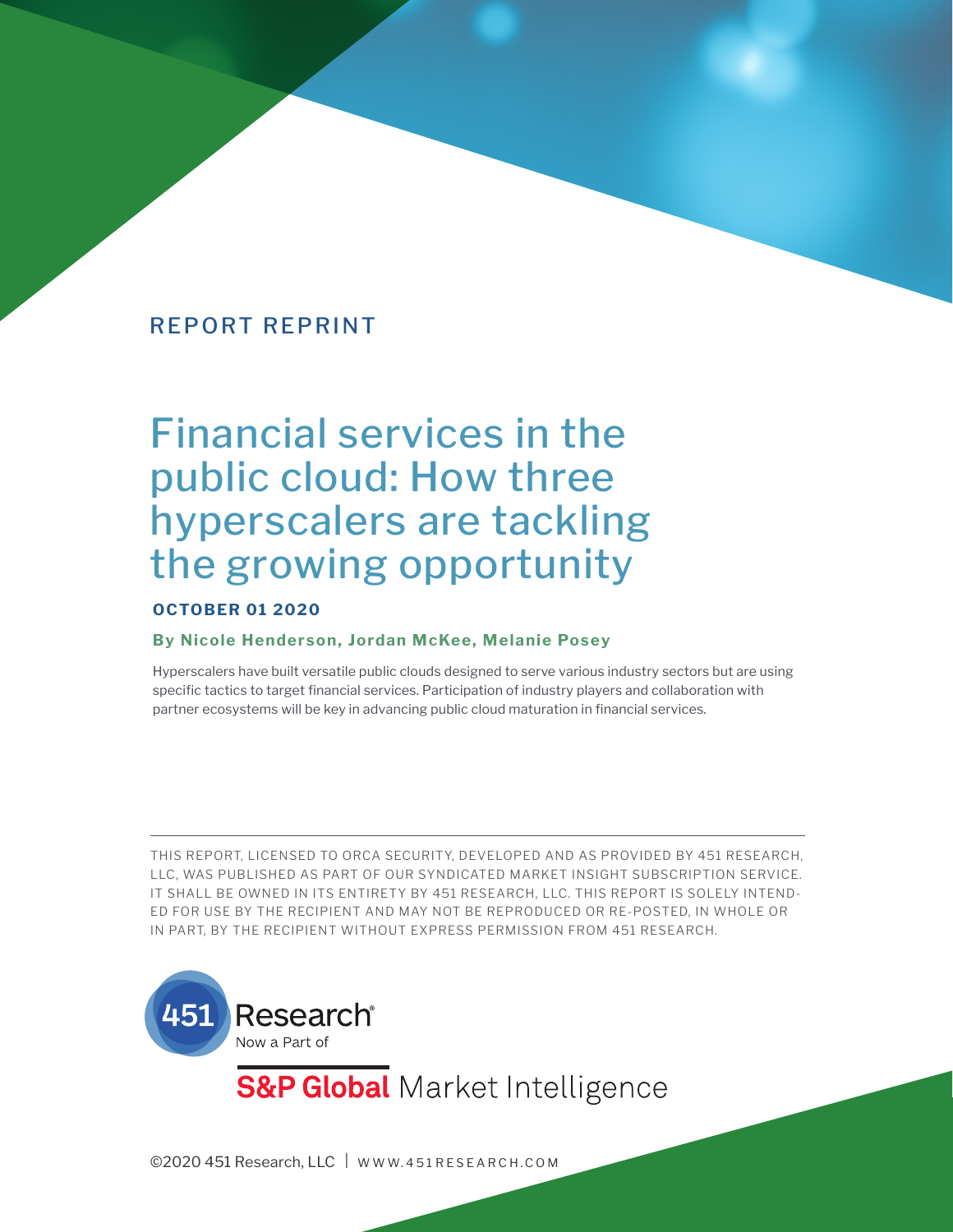REPORT REPRINT

# Financial services in the public cloud: How three hyperscalers are tackling the growing opportunity

**OCTOBER 01 2020**

**By Nicole Henderson, Jordan McKee, Melanie Posey**

Hyperscalers have built versatile public clouds designed to serve various industry sectors but are using specific tactics to target financial services. Participation of industry players and collaboration with partner ecosystems will be key in advancing public cloud maturation in financial services.

---

THIS REPORT, LICENSED TO ORCA SECURITY, DEVELOPED AND AS PROVIDED BY 451 RESEARCH, LLC, WAS PUBLISHED AS PART OF OUR SYNDICATED MARKET INSIGHT SUBSCRIPTION SERVICE. IT SHALL BE OWNED IN ITS ENTIRETY BY 451 RESEARCH, LLC. THIS REPORT IS SOLELY INTENDED FOR USE BY THE RECIPIENT AND MAY NOT BE REPRODUCED OR RE-POSTED, IN WHOLE OR IN PART, BY THE RECIPIENT WITHOUT EXPRESS PERMISSION FROM 451 RESEARCH.

451 Research® Now a Part of

S&P Global Market Intelligence

©2020 451 Research, LLC | WWW.451RESEARCH.COM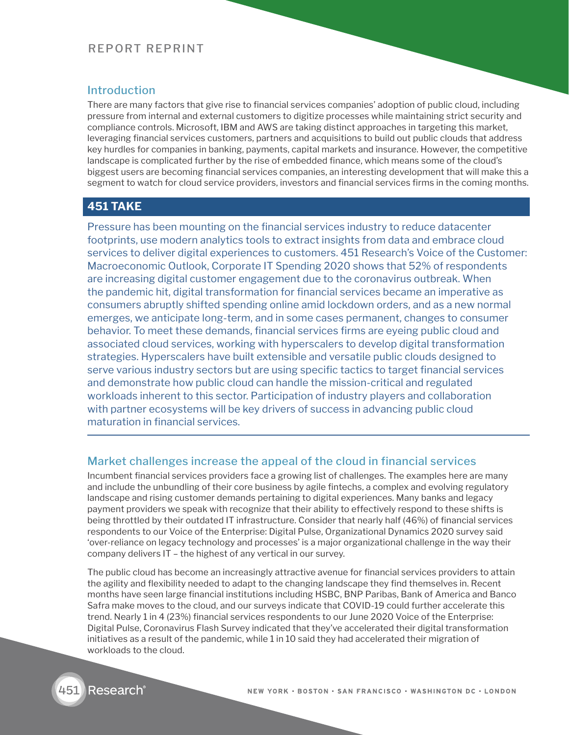## Introduction

There are many factors that give rise to financial services companies' adoption of public cloud, including pressure from internal and external customers to digitize processes while maintaining strict security and compliance controls. Microsoft, IBM and AWS are taking distinct approaches in targeting this market, leveraging financial services customers, partners and acquisitions to build out public clouds that address key hurdles for companies in banking, payments, capital markets and insurance. However, the competitive landscape is complicated further by the rise of embedded finance, which means some of the cloud's biggest users are becoming financial services companies, an interesting development that will make this a segment to watch for cloud service providers, investors and financial services firms in the coming months.

## 451 TAKE

Pressure has been mounting on the financial services industry to reduce datacenter footprints, use modern analytics tools to extract insights from data and embrace cloud services to deliver digital experiences to customers. 451 Research's Voice of the Customer: Macroeconomic Outlook, Corporate IT Spending 2020 shows that 52% of respondents are increasing digital customer engagement due to the coronavirus outbreak. When the pandemic hit, digital transformation for financial services became an imperative as consumers abruptly shifted spending online amid lockdown orders, and as a new normal emerges, we anticipate long-term, and in some cases permanent, changes to consumer behavior. To meet these demands, financial services firms are eyeing public cloud and associated cloud services, working with hyperscalers to develop digital transformation strategies. Hyperscalers have built extensible and versatile public clouds designed to serve various industry sectors but are using specific tactics to target financial services and demonstrate how public cloud can handle the mission-critical and regulated workloads inherent to this sector. Participation of industry players and collaboration with partner ecosystems will be key drivers of success in advancing public cloud maturation in financial services.

## Market challenges increase the appeal of the cloud in financial services

Incumbent financial services providers face a growing list of challenges. The examples here are many and include the unbundling of their core business by agile fintechs, a complex and evolving regulatory landscape and rising customer demands pertaining to digital experiences. Many banks and legacy payment providers we speak with recognize that their ability to effectively respond to these shifts is being throttled by their outdated IT infrastructure. Consider that nearly half (46%) of financial services respondents to our Voice of the Enterprise: Digital Pulse, Organizational Dynamics 2020 survey said 'over-reliance on legacy technology and processes' is a major organizational challenge in the way their company delivers IT – the highest of any vertical in our survey.

The public cloud has become an increasingly attractive avenue for financial services providers to attain the agility and flexibility needed to adapt to the changing landscape they find themselves in. Recent months have seen large financial institutions including HSBC, BNP Paribas, Bank of America and Banco Safra make moves to the cloud, and our surveys indicate that COVID-19 could further accelerate this trend. Nearly 1 in 4 (23%) financial services respondents to our June 2020 Voice of the Enterprise: Digital Pulse, Coronavirus Flash Survey indicated that they've accelerated their digital transformation initiatives as a result of the pandemic, while 1 in 10 said they had accelerated their migration of workloads to the cloud.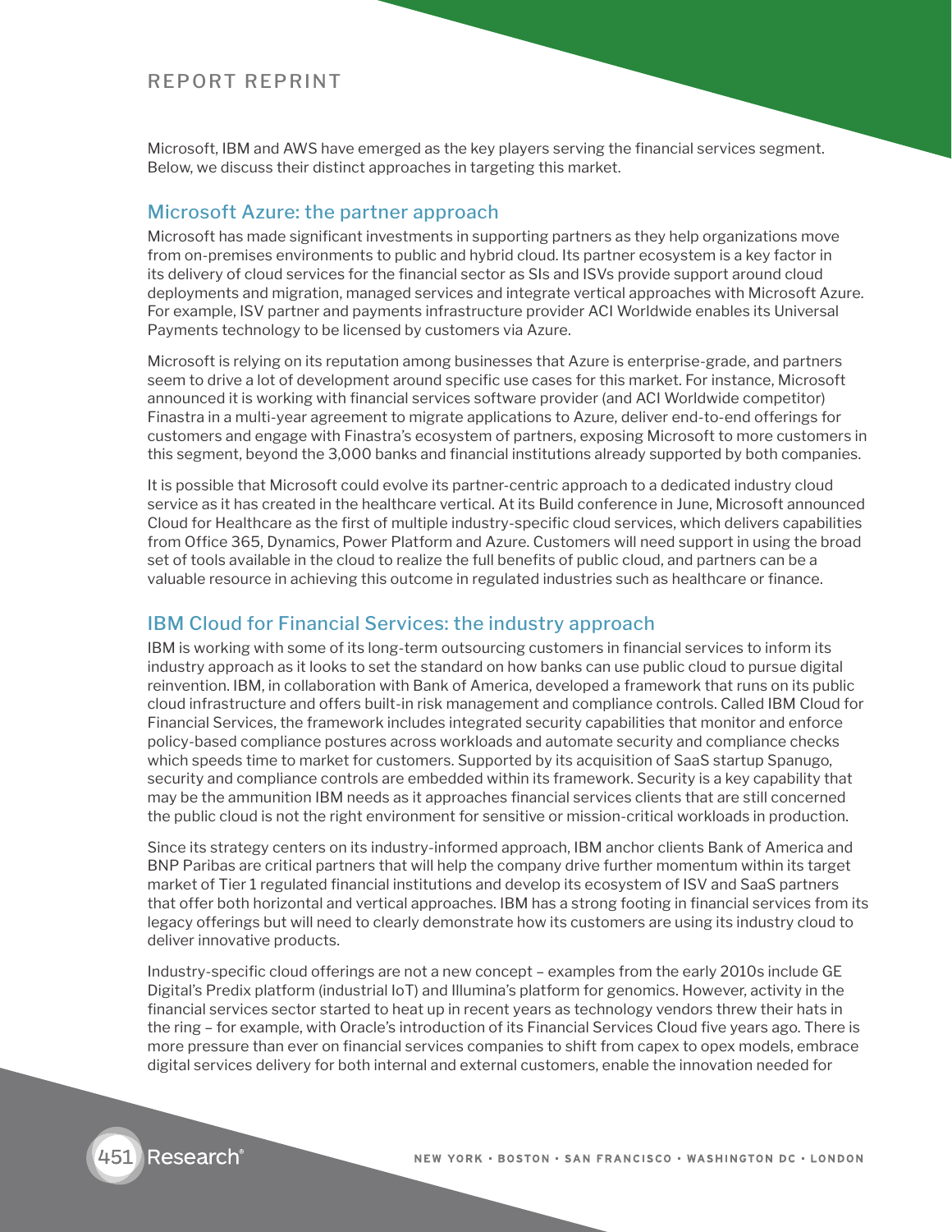Microsoft, IBM and AWS have emerged as the key players serving the financial services segment. Below, we discuss their distinct approaches in targeting this market.

## Microsoft Azure: the partner approach

Microsoft has made significant investments in supporting partners as they help organizations move from on-premises environments to public and hybrid cloud. Its partner ecosystem is a key factor in its delivery of cloud services for the financial sector as SIs and ISVs provide support around cloud deployments and migration, managed services and integrate vertical approaches with Microsoft Azure. For example, ISV partner and payments infrastructure provider ACI Worldwide enables its Universal Payments technology to be licensed by customers via Azure.

Microsoft is relying on its reputation among businesses that Azure is enterprise-grade, and partners seem to drive a lot of development around specific use cases for this market. For instance, Microsoft announced it is working with financial services software provider (and ACI Worldwide competitor) Finastra in a multi-year agreement to migrate applications to Azure, deliver end-to-end offerings for customers and engage with Finastra's ecosystem of partners, exposing Microsoft to more customers in this segment, beyond the 3,000 banks and financial institutions already supported by both companies.

It is possible that Microsoft could evolve its partner-centric approach to a dedicated industry cloud service as it has created in the healthcare vertical. At its Build conference in June, Microsoft announced Cloud for Healthcare as the first of multiple industry-specific cloud services, which delivers capabilities from Office 365, Dynamics, Power Platform and Azure. Customers will need support in using the broad set of tools available in the cloud to realize the full benefits of public cloud, and partners can be a valuable resource in achieving this outcome in regulated industries such as healthcare or finance.

## IBM Cloud for Financial Services: the industry approach

IBM is working with some of its long-term outsourcing customers in financial services to inform its industry approach as it looks to set the standard on how banks can use public cloud to pursue digital reinvention. IBM, in collaboration with Bank of America, developed a framework that runs on its public cloud infrastructure and offers built-in risk management and compliance controls. Called IBM Cloud for Financial Services, the framework includes integrated security capabilities that monitor and enforce policy-based compliance postures across workloads and automate security and compliance checks which speeds time to market for customers. Supported by its acquisition of SaaS startup Spanugo, security and compliance controls are embedded within its framework. Security is a key capability that may be the ammunition IBM needs as it approaches financial services clients that are still concerned the public cloud is not the right environment for sensitive or mission-critical workloads in production.

Since its strategy centers on its industry-informed approach, IBM anchor clients Bank of America and BNP Paribas are critical partners that will help the company drive further momentum within its target market of Tier 1 regulated financial institutions and develop its ecosystem of ISV and SaaS partners that offer both horizontal and vertical approaches. IBM has a strong footing in financial services from its legacy offerings but will need to clearly demonstrate how its customers are using its industry cloud to deliver innovative products.

Industry-specific cloud offerings are not a new concept – examples from the early 2010s include GE Digital's Predix platform (industrial IoT) and Illumina's platform for genomics. However, activity in the financial services sector started to heat up in recent years as technology vendors threw their hats in the ring – for example, with Oracle's introduction of its Financial Services Cloud five years ago. There is more pressure than ever on financial services companies to shift from capex to opex models, embrace digital services delivery for both internal and external customers, enable the innovation needed for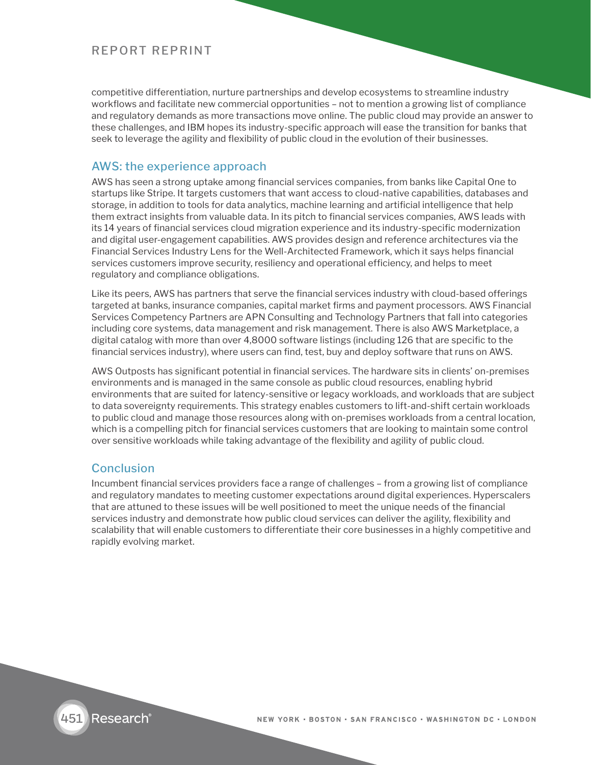competitive differentiation, nurture partnerships and develop ecosystems to streamline industry workflows and facilitate new commercial opportunities – not to mention a growing list of compliance and regulatory demands as more transactions move online. The public cloud may provide an answer to these challenges, and IBM hopes its industry-specific approach will ease the transition for banks that seek to leverage the agility and flexibility of public cloud in the evolution of their businesses.

## AWS: the experience approach

AWS has seen a strong uptake among financial services companies, from banks like Capital One to startups like Stripe. It targets customers that want access to cloud-native capabilities, databases and storage, in addition to tools for data analytics, machine learning and artificial intelligence that help them extract insights from valuable data. In its pitch to financial services companies, AWS leads with its 14 years of financial services cloud migration experience and its industry-specific modernization and digital user-engagement capabilities. AWS provides design and reference architectures via the Financial Services Industry Lens for the Well-Architected Framework, which it says helps financial services customers improve security, resiliency and operational efficiency, and helps to meet regulatory and compliance obligations.

Like its peers, AWS has partners that serve the financial services industry with cloud-based offerings targeted at banks, insurance companies, capital market firms and payment processors. AWS Financial Services Competency Partners are APN Consulting and Technology Partners that fall into categories including core systems, data management and risk management. There is also AWS Marketplace, a digital catalog with more than over 4,8000 software listings (including 126 that are specific to the financial services industry), where users can find, test, buy and deploy software that runs on AWS.

AWS Outposts has significant potential in financial services. The hardware sits in clients' on-premises environments and is managed in the same console as public cloud resources, enabling hybrid environments that are suited for latency-sensitive or legacy workloads, and workloads that are subject to data sovereignty requirements. This strategy enables customers to lift-and-shift certain workloads to public cloud and manage those resources along with on-premises workloads from a central location, which is a compelling pitch for financial services customers that are looking to maintain some control over sensitive workloads while taking advantage of the flexibility and agility of public cloud.

## Conclusion

Incumbent financial services providers face a range of challenges – from a growing list of compliance and regulatory mandates to meeting customer expectations around digital experiences. Hyperscalers that are attuned to these issues will be well positioned to meet the unique needs of the financial services industry and demonstrate how public cloud services can deliver the agility, flexibility and scalability that will enable customers to differentiate their core businesses in a highly competitive and rapidly evolving market.